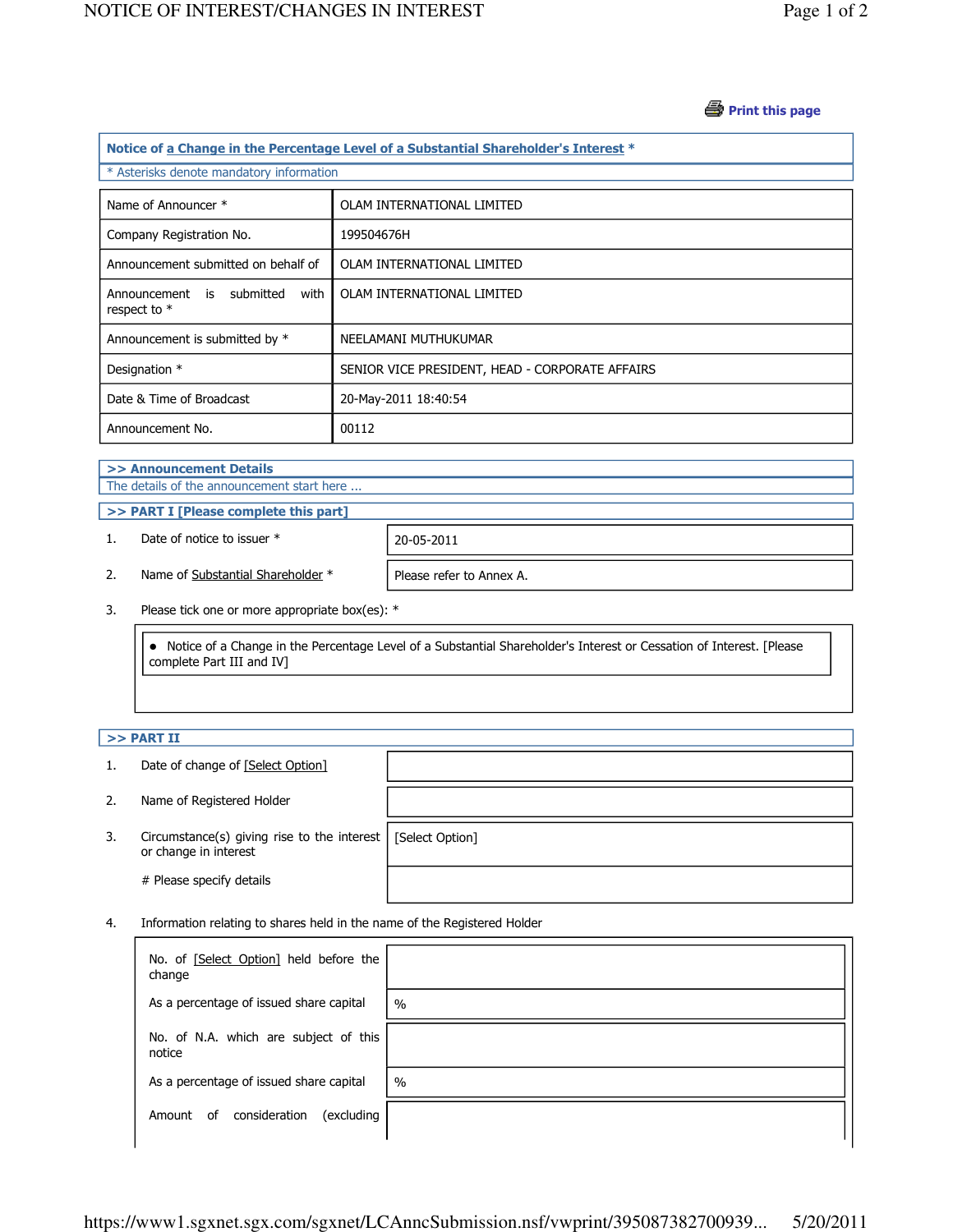Print this page

## Notice of a Change in the Percentage Level of a Substantial Shareholder's Interest *

* Asterisks denote mandatory information

| | |
|---|---|
| Name of Announcer * | OLAM INTERNATIONAL LIMITED |
| Company Registration No. | 199504676H |
| Announcement submitted on behalf of | OLAM INTERNATIONAL LIMITED |
| Announcement is submitted with respect to * | OLAM INTERNATIONAL LIMITED |
| Announcement is submitted by * | NEELAMANI MUTHUKUMAR |
| Designation * | SENIOR VICE PRESIDENT, HEAD - CORPORATE AFFAIRS |
| Date & Time of Broadcast | 20-May-2011 18:40:54 |
| Announcement No. | 00112 |

### >> Announcement Details

The details of the announcement start here ...

### >> PART I [Please complete this part]

1. Date of notice to issuer * — 20-05-2011

2. Name of Substantial Shareholder * — Please refer to Annex A.

3. Please tick one or more appropriate box(es): *

   - Notice of a Change in the Percentage Level of a Substantial Shareholder's Interest or Cessation of Interest. [Please complete Part III and IV]

### >> PART II

1. Date of change of [Select Option]

2. Name of Registered Holder

3. Circumstance(s) giving rise to the interest or change in interest — [Select Option]

   # Please specify details

4. Information relating to shares held in the name of the Registered Holder

| | |
|---|---|
| No. of [Select Option] held before the change | |
| As a percentage of issued share capital | % |
| No. of N.A. which are subject of this notice | |
| As a percentage of issued share capital | % |
| Amount of consideration (excluding | |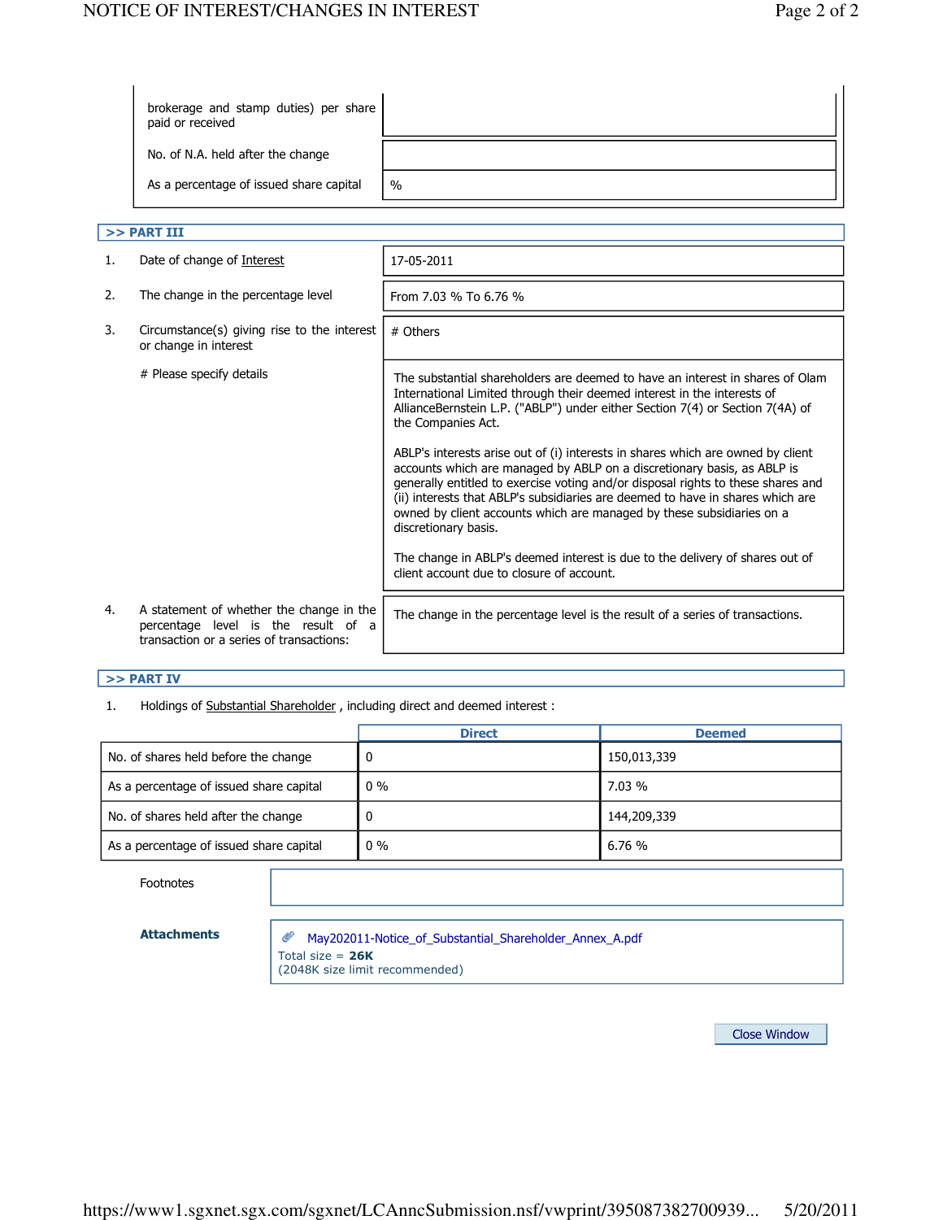| | |
|---|---|
| brokerage and stamp duties) per share paid or received | |
| No. of N.A. held after the change | |
| As a percentage of issued share capital | % |

## >> PART III

| | | |
|---|---|---|
| 1. | Date of change of Interest | 17-05-2011 |
| 2. | The change in the percentage level | From 7.03 % To 6.76 % |
| 3. | Circumstance(s) giving rise to the interest or change in interest | # Others |
| | # Please specify details | The substantial shareholders are deemed to have an interest in shares of Olam International Limited through their deemed interest in the interests of AllianceBernstein L.P. ("ABLP") under either Section 7(4) or Section 7(4A) of the Companies Act.<br><br>ABLP's interests arise out of (i) interests in shares which are owned by client accounts which are managed by ABLP on a discretionary basis, as ABLP is generally entitled to exercise voting and/or disposal rights to these shares and (ii) interests that ABLP's subsidiaries are deemed to have in shares which are owned by client accounts which are managed by these subsidiaries on a discretionary basis.<br><br>The change in ABLP's deemed interest is due to the delivery of shares out of client account due to closure of account. |
| 4. | A statement of whether the change in the percentage level is the result of a transaction or a series of transactions: | The change in the percentage level is the result of a series of transactions. |

## >> PART IV

1. Holdings of Substantial Shareholder , including direct and deemed interest :

| | Direct | Deemed |
|---|---|---|
| No. of shares held before the change | 0 | 150,013,339 |
| As a percentage of issued share capital | 0 % | 7.03 % |
| No. of shares held after the change | 0 | 144,209,339 |
| As a percentage of issued share capital | 0 % | 6.76 % |

Footnotes

**Attachments**

May202011-Notice_of_Substantial_Shareholder_Annex_A.pdf
Total size = **26K**
(2048K size limit recommended)

Close Window